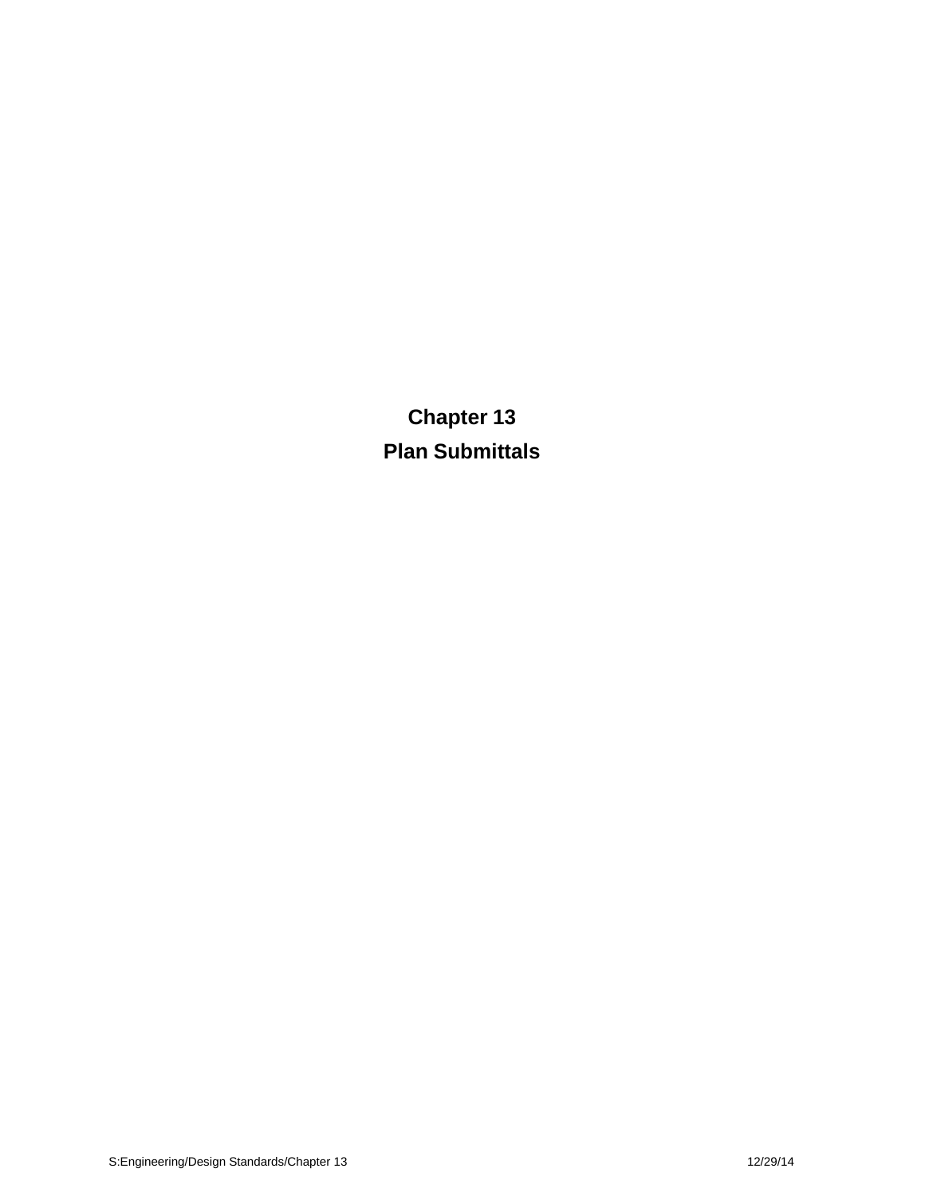# Chapter 13

# Plan Submittals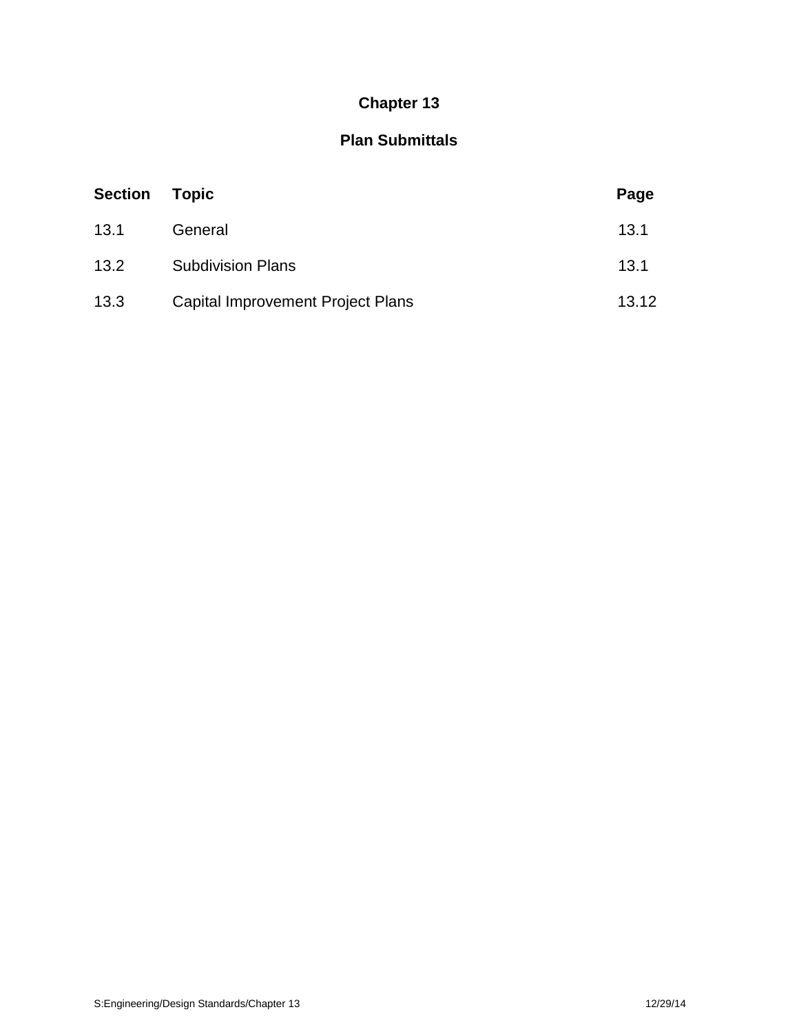# Chapter 13

## Plan Submittals

| Section | Topic | Page |
|---|---|---|
| 13.1 | General | 13.1 |
| 13.2 | Subdivision Plans | 13.1 |
| 13.3 | Capital Improvement Project Plans | 13.12 |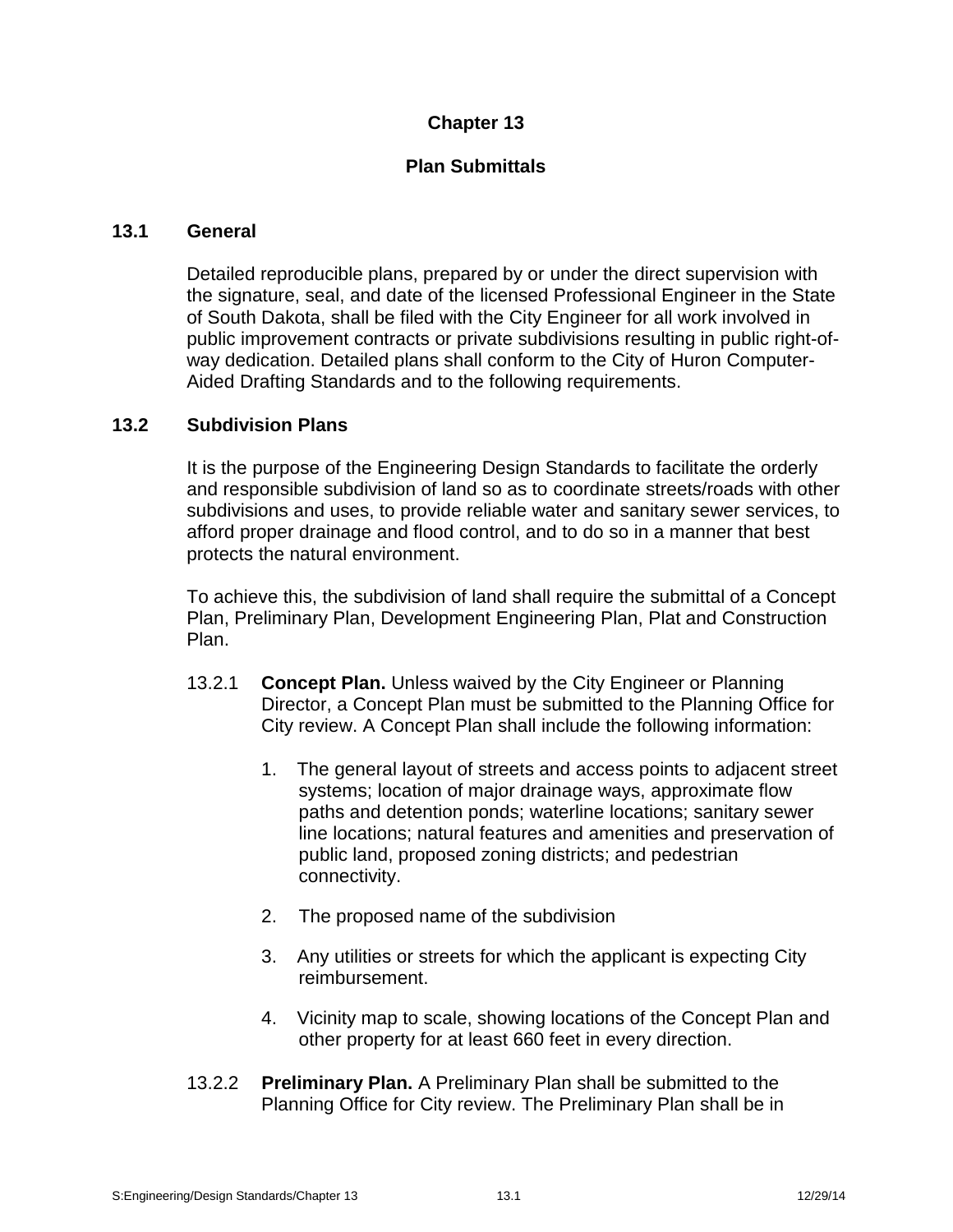# Chapter 13

## Plan Submittals

### 13.1 General

Detailed reproducible plans, prepared by or under the direct supervision with the signature, seal, and date of the licensed Professional Engineer in the State of South Dakota, shall be filed with the City Engineer for all work involved in public improvement contracts or private subdivisions resulting in public right-of-way dedication. Detailed plans shall conform to the City of Huron Computer-Aided Drafting Standards and to the following requirements.

### 13.2 Subdivision Plans

It is the purpose of the Engineering Design Standards to facilitate the orderly and responsible subdivision of land so as to coordinate streets/roads with other subdivisions and uses, to provide reliable water and sanitary sewer services, to afford proper drainage and flood control, and to do so in a manner that best protects the natural environment.

To achieve this, the subdivision of land shall require the submittal of a Concept Plan, Preliminary Plan, Development Engineering Plan, Plat and Construction Plan.

13.2.1 **Concept Plan.** Unless waived by the City Engineer or Planning Director, a Concept Plan must be submitted to the Planning Office for City review. A Concept Plan shall include the following information:

1. The general layout of streets and access points to adjacent street systems; location of major drainage ways, approximate flow paths and detention ponds; waterline locations; sanitary sewer line locations; natural features and amenities and preservation of public land, proposed zoning districts; and pedestrian connectivity.
2. The proposed name of the subdivision
3. Any utilities or streets for which the applicant is expecting City reimbursement.
4. Vicinity map to scale, showing locations of the Concept Plan and other property for at least 660 feet in every direction.

13.2.2 **Preliminary Plan.** A Preliminary Plan shall be submitted to the Planning Office for City review. The Preliminary Plan shall be in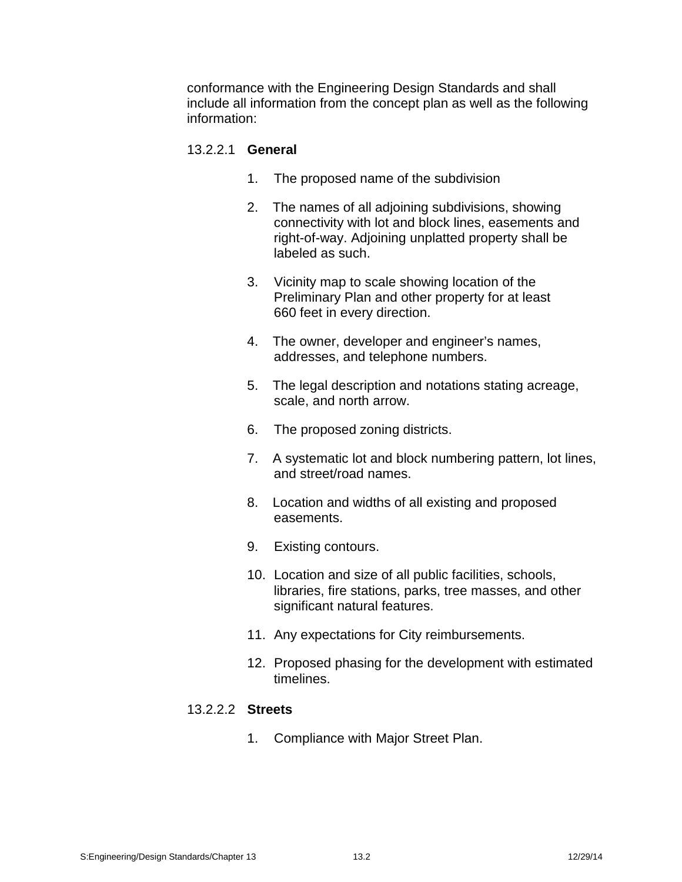conformance with the Engineering Design Standards and shall include all information from the concept plan as well as the following information:

13.2.2.1 **General**

1. The proposed name of the subdivision

2. The names of all adjoining subdivisions, showing connectivity with lot and block lines, easements and right-of-way. Adjoining unplatted property shall be labeled as such.

3. Vicinity map to scale showing location of the Preliminary Plan and other property for at least 660 feet in every direction.

4. The owner, developer and engineer's names, addresses, and telephone numbers.

5. The legal description and notations stating acreage, scale, and north arrow.

6. The proposed zoning districts.

7. A systematic lot and block numbering pattern, lot lines, and street/road names.

8. Location and widths of all existing and proposed easements.

9. Existing contours.

10. Location and size of all public facilities, schools, libraries, fire stations, parks, tree masses, and other significant natural features.

11. Any expectations for City reimbursements.

12. Proposed phasing for the development with estimated timelines.

13.2.2.2 **Streets**

1. Compliance with Major Street Plan.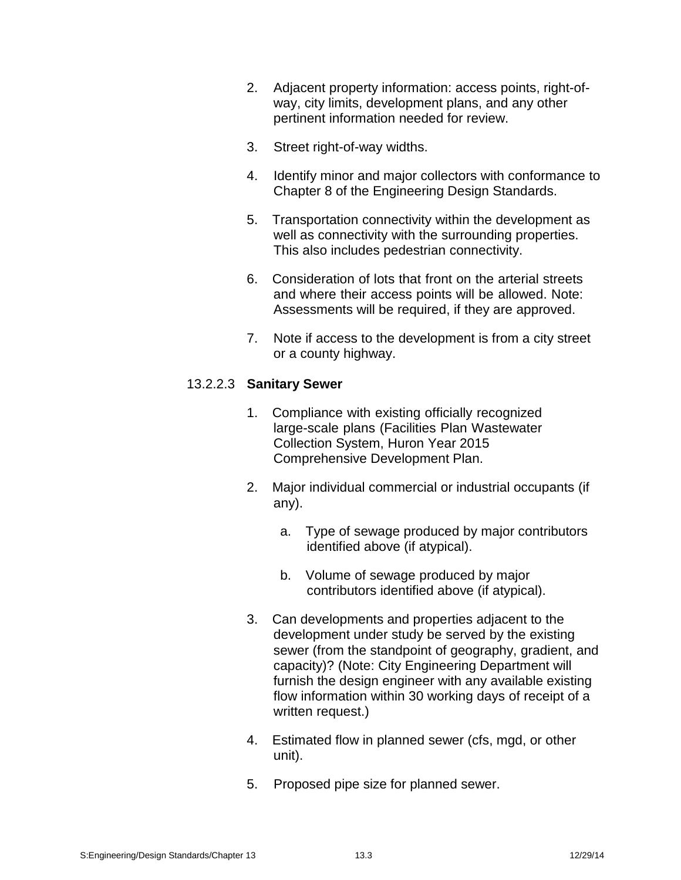2. Adjacent property information: access points, right-of-way, city limits, development plans, and any other pertinent information needed for review.

3. Street right-of-way widths.

4. Identify minor and major collectors with conformance to Chapter 8 of the Engineering Design Standards.

5. Transportation connectivity within the development as well as connectivity with the surrounding properties. This also includes pedestrian connectivity.

6. Consideration of lots that front on the arterial streets and where their access points will be allowed. Note: Assessments will be required, if they are approved.

7. Note if access to the development is from a city street or a county highway.

13.2.2.3 **Sanitary Sewer**

1. Compliance with existing officially recognized large-scale plans (Facilities Plan Wastewater Collection System, Huron Year 2015 Comprehensive Development Plan.

2. Major individual commercial or industrial occupants (if any).

   a. Type of sewage produced by major contributors identified above (if atypical).

   b. Volume of sewage produced by major contributors identified above (if atypical).

3. Can developments and properties adjacent to the development under study be served by the existing sewer (from the standpoint of geography, gradient, and capacity)? (Note: City Engineering Department will furnish the design engineer with any available existing flow information within 30 working days of receipt of a written request.)

4. Estimated flow in planned sewer (cfs, mgd, or other unit).

5. Proposed pipe size for planned sewer.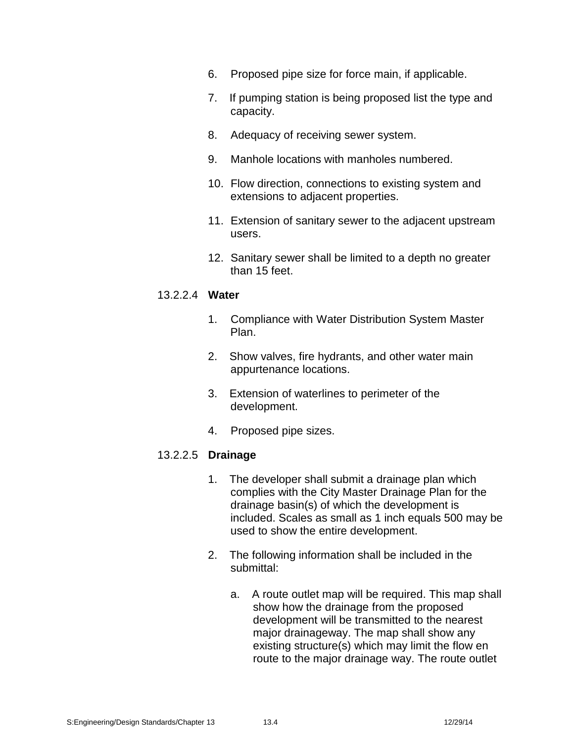6. Proposed pipe size for force main, if applicable.

7. If pumping station is being proposed list the type and capacity.

8. Adequacy of receiving sewer system.

9. Manhole locations with manholes numbered.

10. Flow direction, connections to existing system and extensions to adjacent properties.

11. Extension of sanitary sewer to the adjacent upstream users.

12. Sanitary sewer shall be limited to a depth no greater than 15 feet.

13.2.2.4 **Water**

1. Compliance with Water Distribution System Master Plan.

2. Show valves, fire hydrants, and other water main appurtenance locations.

3. Extension of waterlines to perimeter of the development.

4. Proposed pipe sizes.

13.2.2.5 **Drainage**

1. The developer shall submit a drainage plan which complies with the City Master Drainage Plan for the drainage basin(s) of which the development is included. Scales as small as 1 inch equals 500 may be used to show the entire development.

2. The following information shall be included in the submittal:

   a. A route outlet map will be required. This map shall show how the drainage from the proposed development will be transmitted to the nearest major drainageway. The map shall show any existing structure(s) which may limit the flow en route to the major drainage way. The route outlet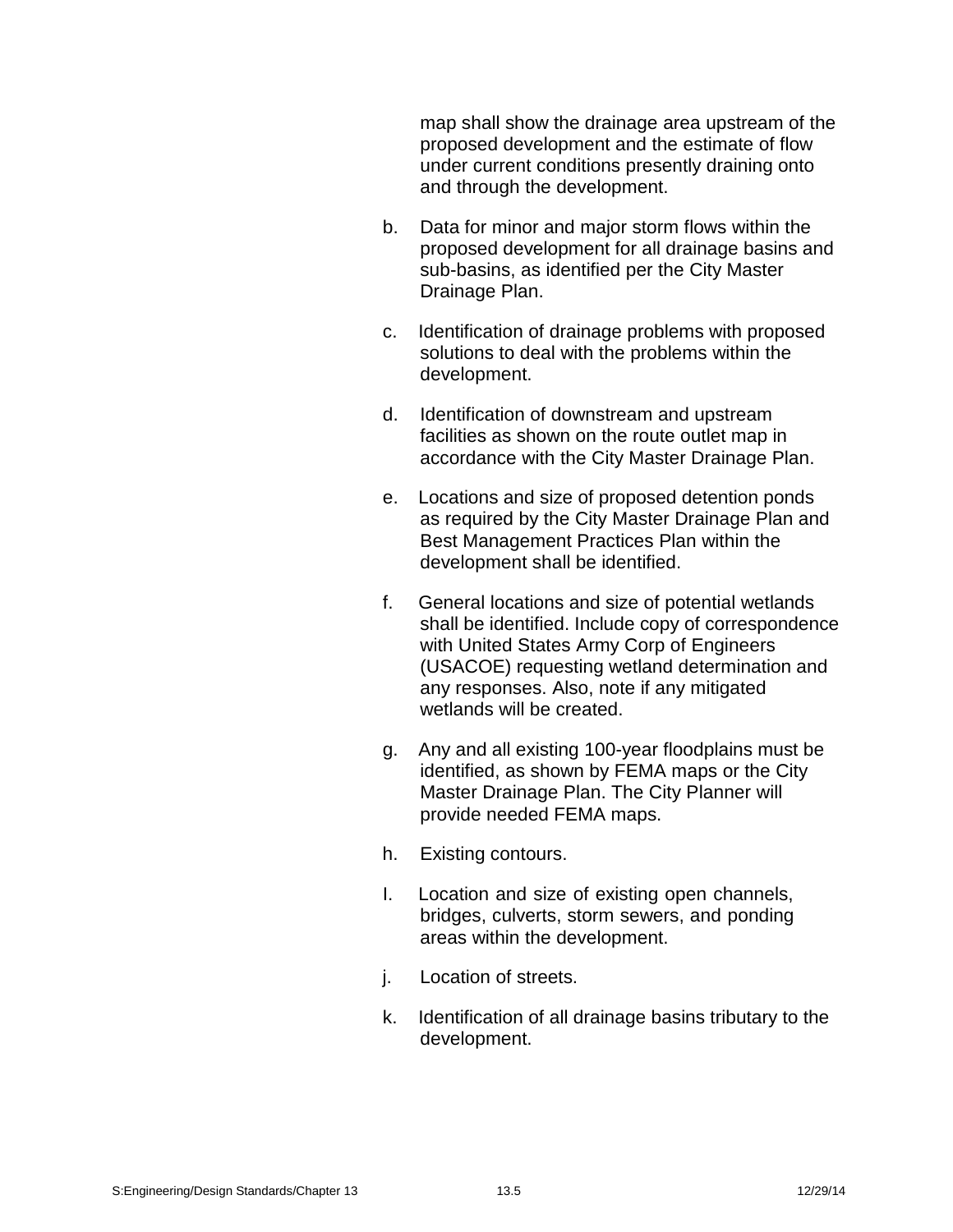map shall show the drainage area upstream of the proposed development and the estimate of flow under current conditions presently draining onto and through the development.

b. Data for minor and major storm flows within the proposed development for all drainage basins and sub-basins, as identified per the City Master Drainage Plan.

c. Identification of drainage problems with proposed solutions to deal with the problems within the development.

d. Identification of downstream and upstream facilities as shown on the route outlet map in accordance with the City Master Drainage Plan.

e. Locations and size of proposed detention ponds as required by the City Master Drainage Plan and Best Management Practices Plan within the development shall be identified.

f. General locations and size of potential wetlands shall be identified. Include copy of correspondence with United States Army Corp of Engineers (USACOE) requesting wetland determination and any responses. Also, note if any mitigated wetlands will be created.

g. Any and all existing 100-year floodplains must be identified, as shown by FEMA maps or the City Master Drainage Plan. The City Planner will provide needed FEMA maps.

h. Existing contours.

I. Location and size of existing open channels, bridges, culverts, storm sewers, and ponding areas within the development.

j. Location of streets.

k. Identification of all drainage basins tributary to the development.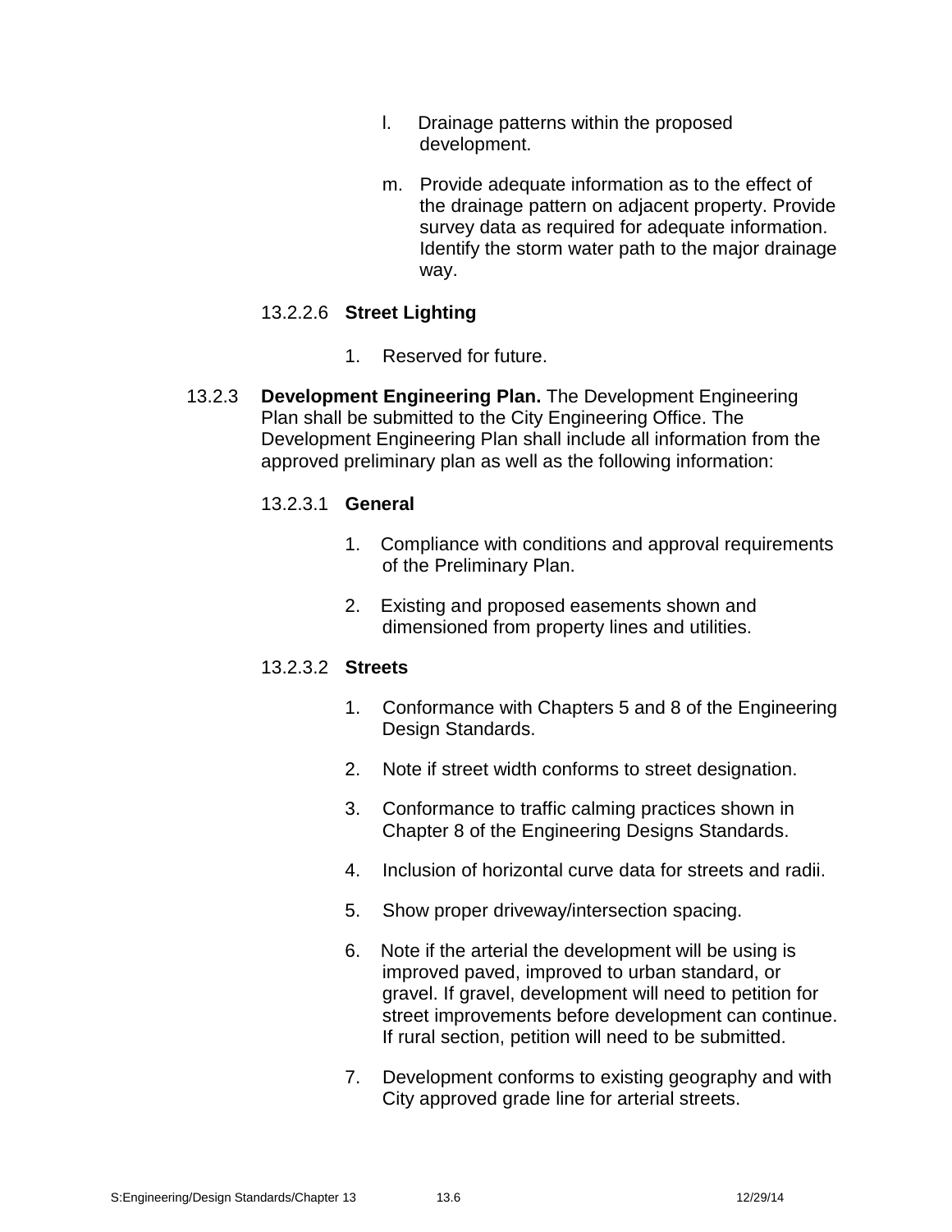l. Drainage patterns within the proposed development.

m. Provide adequate information as to the effect of the drainage pattern on adjacent property. Provide survey data as required for adequate information. Identify the storm water path to the major drainage way.

13.2.2.6 **Street Lighting**

1. Reserved for future.

13.2.3 **Development Engineering Plan.** The Development Engineering Plan shall be submitted to the City Engineering Office. The Development Engineering Plan shall include all information from the approved preliminary plan as well as the following information:

13.2.3.1 **General**

1. Compliance with conditions and approval requirements of the Preliminary Plan.

2. Existing and proposed easements shown and dimensioned from property lines and utilities.

13.2.3.2 **Streets**

1. Conformance with Chapters 5 and 8 of the Engineering Design Standards.

2. Note if street width conforms to street designation.

3. Conformance to traffic calming practices shown in Chapter 8 of the Engineering Designs Standards.

4. Inclusion of horizontal curve data for streets and radii.

5. Show proper driveway/intersection spacing.

6. Note if the arterial the development will be using is improved paved, improved to urban standard, or gravel. If gravel, development will need to petition for street improvements before development can continue. If rural section, petition will need to be submitted.

7. Development conforms to existing geography and with City approved grade line for arterial streets.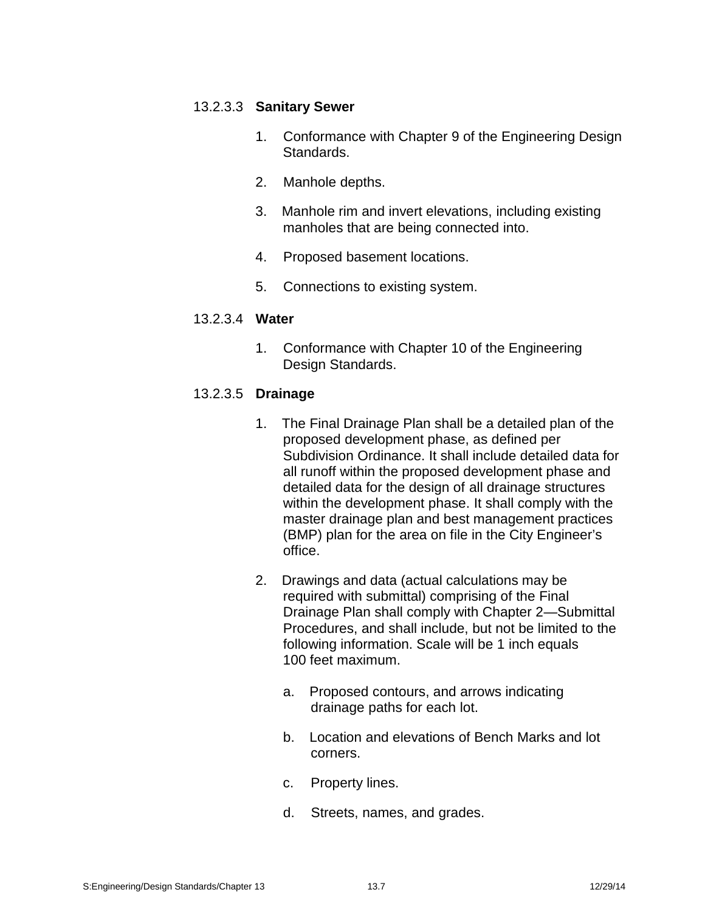#### 13.2.3.3 **Sanitary Sewer**

1. Conformance with Chapter 9 of the Engineering Design Standards.

2. Manhole depths.

3. Manhole rim and invert elevations, including existing manholes that are being connected into.

4. Proposed basement locations.

5. Connections to existing system.

#### 13.2.3.4 **Water**

1. Conformance with Chapter 10 of the Engineering Design Standards.

#### 13.2.3.5 **Drainage**

1. The Final Drainage Plan shall be a detailed plan of the proposed development phase, as defined per Subdivision Ordinance. It shall include detailed data for all runoff within the proposed development phase and detailed data for the design of all drainage structures within the development phase. It shall comply with the master drainage plan and best management practices (BMP) plan for the area on file in the City Engineer's office.

2. Drawings and data (actual calculations may be required with submittal) comprising of the Final Drainage Plan shall comply with Chapter 2—Submittal Procedures, and shall include, but not be limited to the following information. Scale will be 1 inch equals 100 feet maximum.

   a. Proposed contours, and arrows indicating drainage paths for each lot.

   b. Location and elevations of Bench Marks and lot corners.

   c. Property lines.

   d. Streets, names, and grades.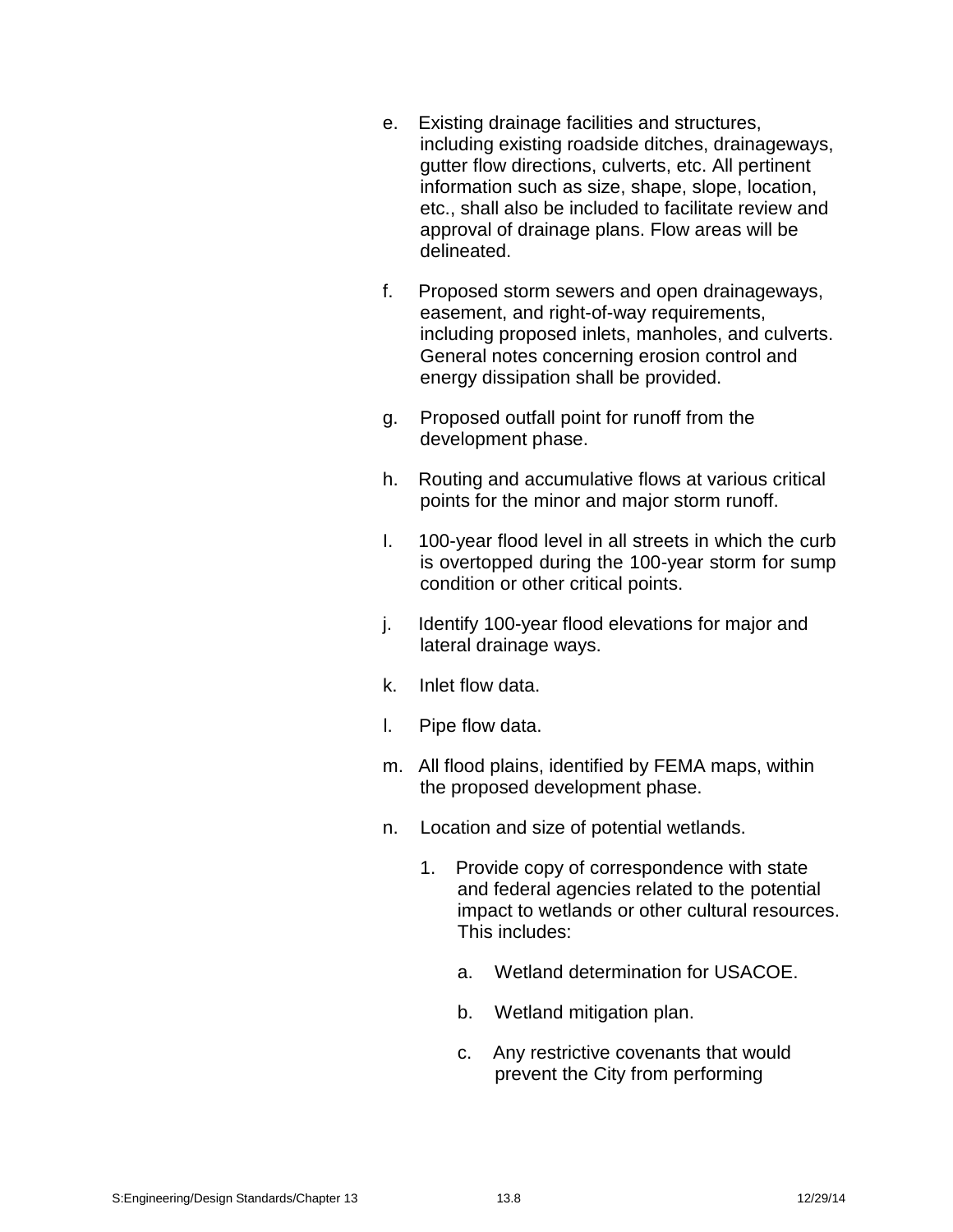e. Existing drainage facilities and structures, including existing roadside ditches, drainageways, gutter flow directions, culverts, etc. All pertinent information such as size, shape, slope, location, etc., shall also be included to facilitate review and approval of drainage plans. Flow areas will be delineated.

f. Proposed storm sewers and open drainageways, easement, and right-of-way requirements, including proposed inlets, manholes, and culverts. General notes concerning erosion control and energy dissipation shall be provided.

g. Proposed outfall point for runoff from the development phase.

h. Routing and accumulative flows at various critical points for the minor and major storm runoff.

I. 100-year flood level in all streets in which the curb is overtopped during the 100-year storm for sump condition or other critical points.

j. Identify 100-year flood elevations for major and lateral drainage ways.

k. Inlet flow data.

l. Pipe flow data.

m. All flood plains, identified by FEMA maps, within the proposed development phase.

n. Location and size of potential wetlands.

   1. Provide copy of correspondence with state and federal agencies related to the potential impact to wetlands or other cultural resources. This includes:

      a. Wetland determination for USACOE.

      b. Wetland mitigation plan.

      c. Any restrictive covenants that would prevent the City from performing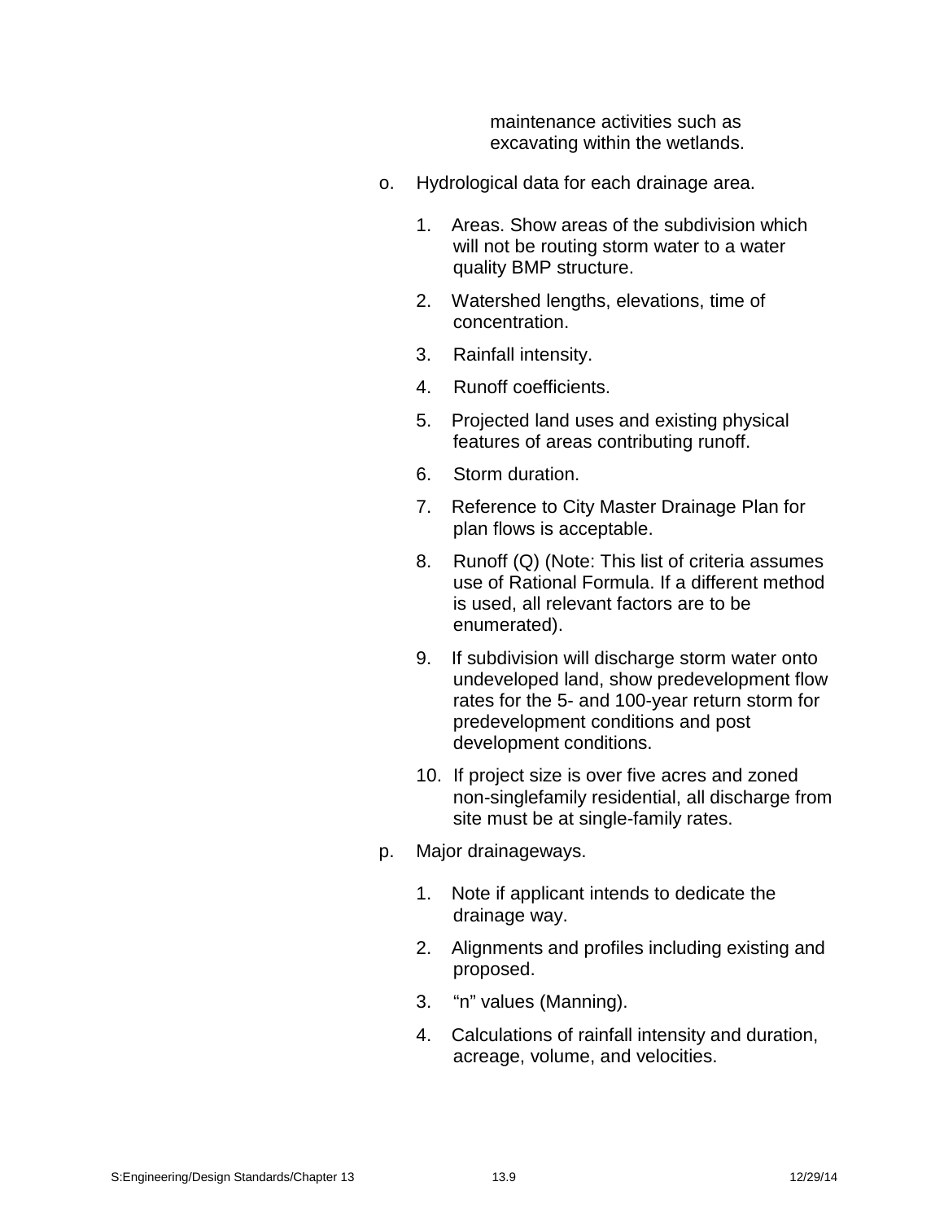maintenance activities such as excavating within the wetlands.

o. Hydrological data for each drainage area.

   1. Areas. Show areas of the subdivision which will not be routing storm water to a water quality BMP structure.

   2. Watershed lengths, elevations, time of concentration.

   3. Rainfall intensity.

   4. Runoff coefficients.

   5. Projected land uses and existing physical features of areas contributing runoff.

   6. Storm duration.

   7. Reference to City Master Drainage Plan for plan flows is acceptable.

   8. Runoff (Q) (Note: This list of criteria assumes use of Rational Formula. If a different method is used, all relevant factors are to be enumerated).

   9. If subdivision will discharge storm water onto undeveloped land, show predevelopment flow rates for the 5- and 100-year return storm for predevelopment conditions and post development conditions.

   10. If project size is over five acres and zoned non-singlefamily residential, all discharge from site must be at single-family rates.

p. Major drainageways.

   1. Note if applicant intends to dedicate the drainage way.

   2. Alignments and profiles including existing and proposed.

   3. "n" values (Manning).

   4. Calculations of rainfall intensity and duration, acreage, volume, and velocities.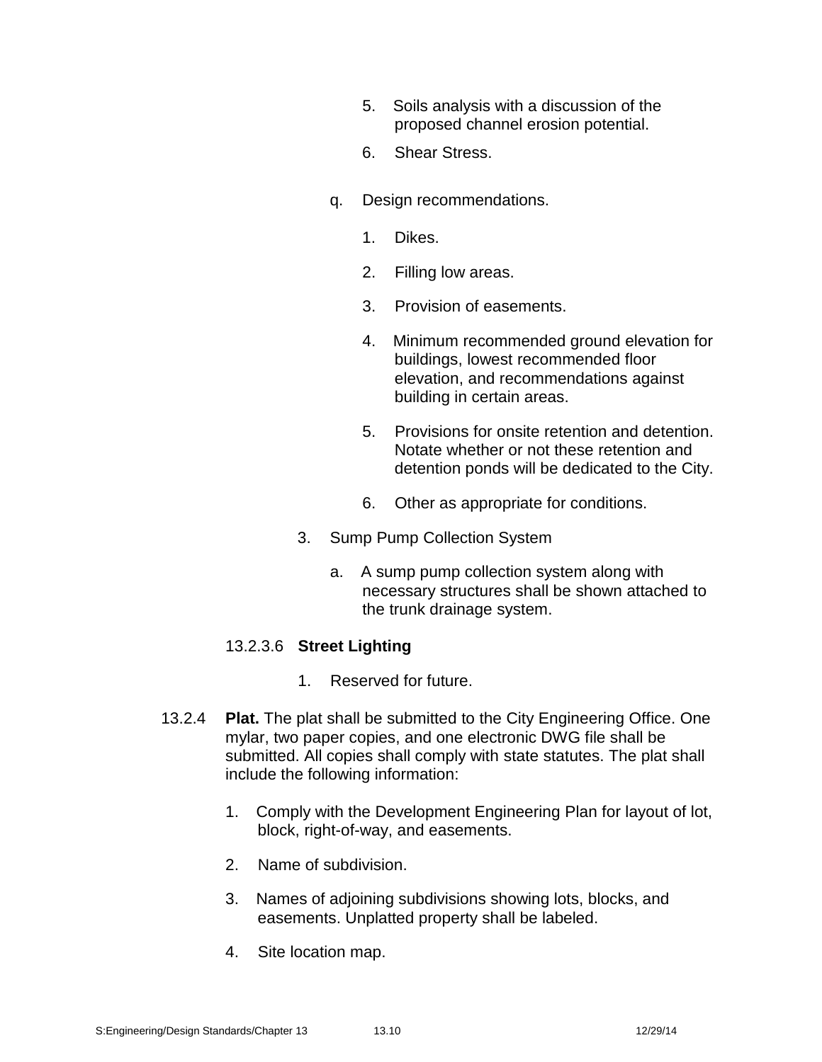5. Soils analysis with a discussion of the proposed channel erosion potential.

6. Shear Stress.

q. Design recommendations.

1. Dikes.

2. Filling low areas.

3. Provision of easements.

4. Minimum recommended ground elevation for buildings, lowest recommended floor elevation, and recommendations against building in certain areas.

5. Provisions for onsite retention and detention. Notate whether or not these retention and detention ponds will be dedicated to the City.

6. Other as appropriate for conditions.

3. Sump Pump Collection System

a. A sump pump collection system along with necessary structures shall be shown attached to the trunk drainage system.

13.2.3.6 **Street Lighting**

1. Reserved for future.

13.2.4 **Plat.** The plat shall be submitted to the City Engineering Office. One mylar, two paper copies, and one electronic DWG file shall be submitted. All copies shall comply with state statutes. The plat shall include the following information:

1. Comply with the Development Engineering Plan for layout of lot, block, right-of-way, and easements.

2. Name of subdivision.

3. Names of adjoining subdivisions showing lots, blocks, and easements. Unplatted property shall be labeled.

4. Site location map.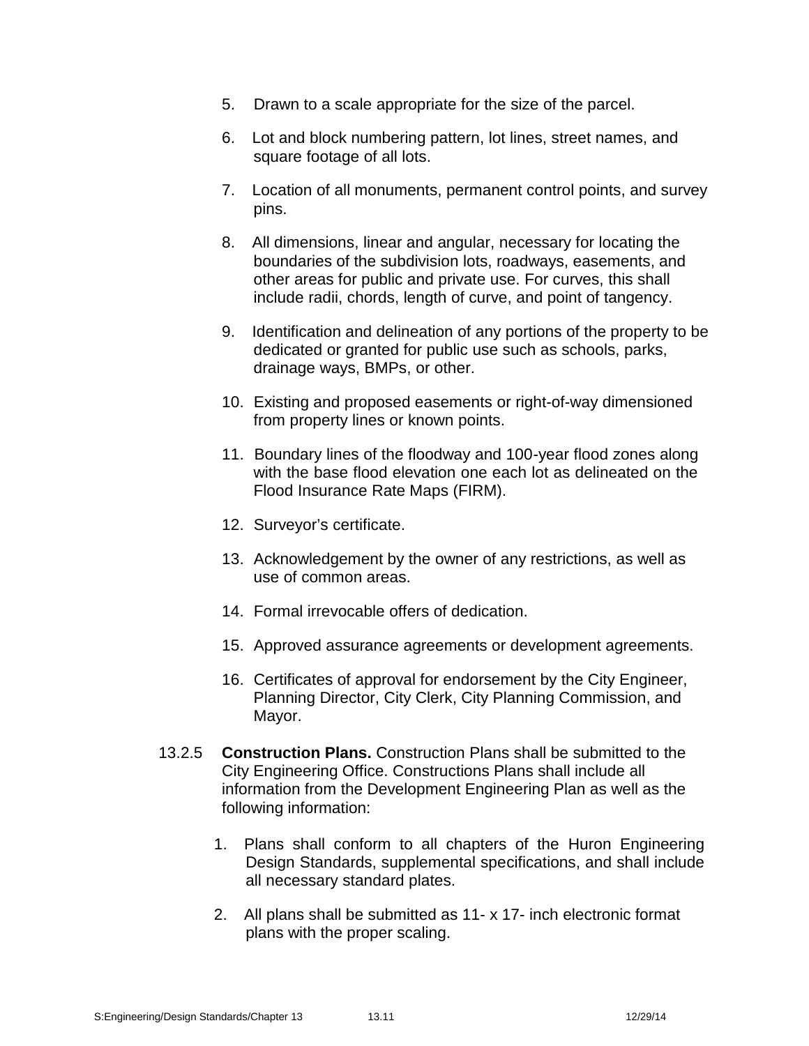5. Drawn to a scale appropriate for the size of the parcel.

6. Lot and block numbering pattern, lot lines, street names, and square footage of all lots.

7. Location of all monuments, permanent control points, and survey pins.

8. All dimensions, linear and angular, necessary for locating the boundaries of the subdivision lots, roadways, easements, and other areas for public and private use. For curves, this shall include radii, chords, length of curve, and point of tangency.

9. Identification and delineation of any portions of the property to be dedicated or granted for public use such as schools, parks, drainage ways, BMPs, or other.

10. Existing and proposed easements or right-of-way dimensioned from property lines or known points.

11. Boundary lines of the floodway and 100-year flood zones along with the base flood elevation one each lot as delineated on the Flood Insurance Rate Maps (FIRM).

12. Surveyor's certificate.

13. Acknowledgement by the owner of any restrictions, as well as use of common areas.

14. Formal irrevocable offers of dedication.

15. Approved assurance agreements or development agreements.

16. Certificates of approval for endorsement by the City Engineer, Planning Director, City Clerk, City Planning Commission, and Mayor.

13.2.5 **Construction Plans.** Construction Plans shall be submitted to the City Engineering Office. Constructions Plans shall include all information from the Development Engineering Plan as well as the following information:

1. Plans shall conform to all chapters of the Huron Engineering Design Standards, supplemental specifications, and shall include all necessary standard plates.

2. All plans shall be submitted as 11- x 17- inch electronic format plans with the proper scaling.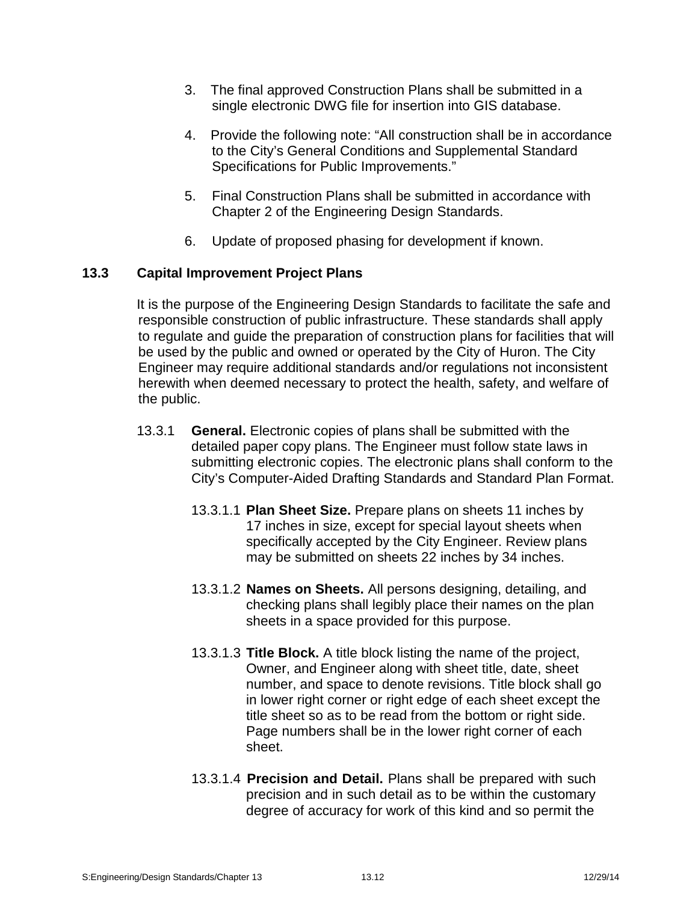3. The final approved Construction Plans shall be submitted in a single electronic DWG file for insertion into GIS database.

4. Provide the following note: “All construction shall be in accordance to the City’s General Conditions and Supplemental Standard Specifications for Public Improvements.”

5. Final Construction Plans shall be submitted in accordance with Chapter 2 of the Engineering Design Standards.

6. Update of proposed phasing for development if known.

## 13.3 Capital Improvement Project Plans

It is the purpose of the Engineering Design Standards to facilitate the safe and responsible construction of public infrastructure. These standards shall apply to regulate and guide the preparation of construction plans for facilities that will be used by the public and owned or operated by the City of Huron. The City Engineer may require additional standards and/or regulations not inconsistent herewith when deemed necessary to protect the health, safety, and welfare of the public.

13.3.1 **General.** Electronic copies of plans shall be submitted with the detailed paper copy plans. The Engineer must follow state laws in submitting electronic copies. The electronic plans shall conform to the City’s Computer-Aided Drafting Standards and Standard Plan Format.

13.3.1.1 **Plan Sheet Size.** Prepare plans on sheets 11 inches by 17 inches in size, except for special layout sheets when specifically accepted by the City Engineer. Review plans may be submitted on sheets 22 inches by 34 inches.

13.3.1.2 **Names on Sheets.** All persons designing, detailing, and checking plans shall legibly place their names on the plan sheets in a space provided for this purpose.

13.3.1.3 **Title Block.** A title block listing the name of the project, Owner, and Engineer along with sheet title, date, sheet number, and space to denote revisions. Title block shall go in lower right corner or right edge of each sheet except the title sheet so as to be read from the bottom or right side. Page numbers shall be in the lower right corner of each sheet.

13.3.1.4 **Precision and Detail.** Plans shall be prepared with such precision and in such detail as to be within the customary degree of accuracy for work of this kind and so permit the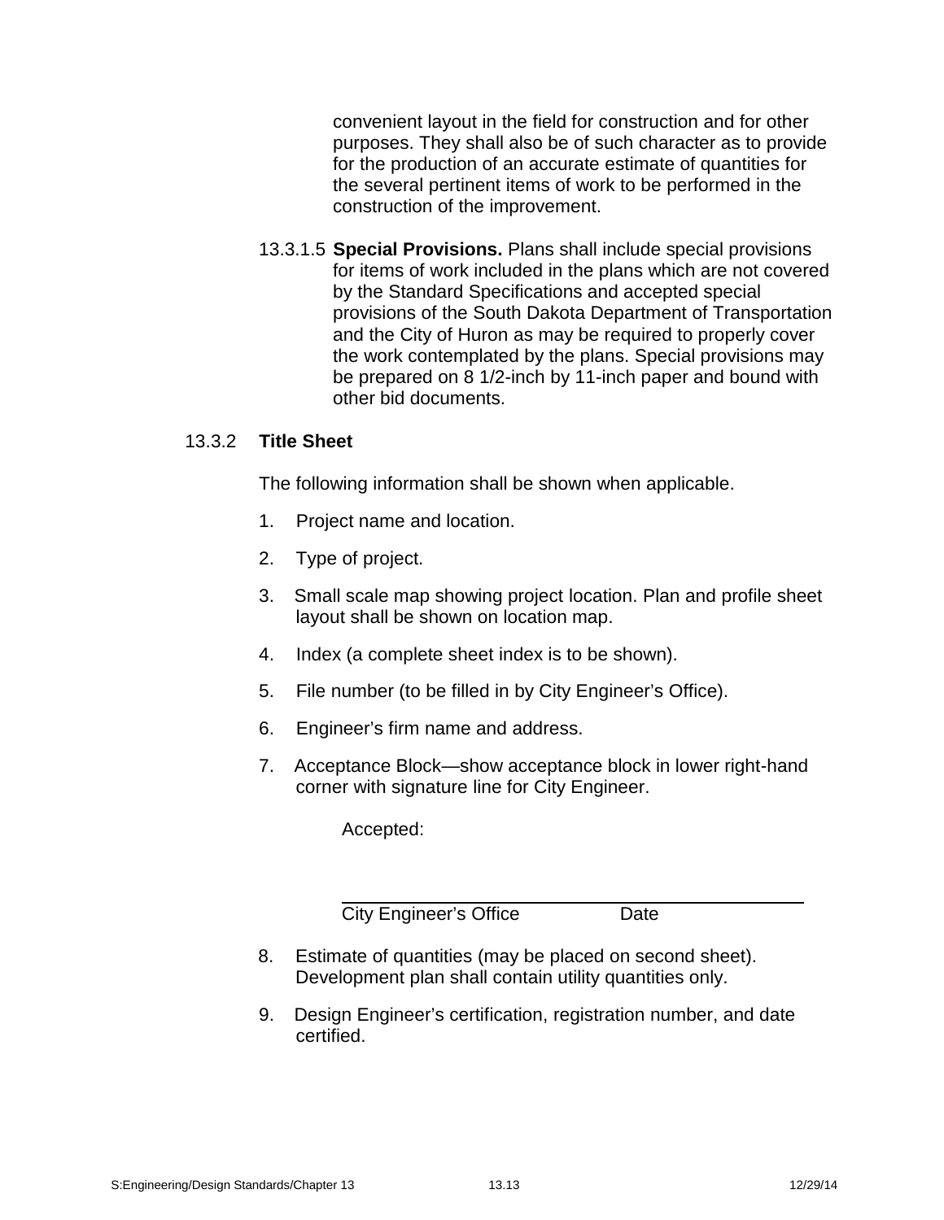convenient layout in the field for construction and for other purposes. They shall also be of such character as to provide for the production of an accurate estimate of quantities for the several pertinent items of work to be performed in the construction of the improvement.

13.3.1.5 **Special Provisions.** Plans shall include special provisions for items of work included in the plans which are not covered by the Standard Specifications and accepted special provisions of the South Dakota Department of Transportation and the City of Huron as may be required to properly cover the work contemplated by the plans. Special provisions may be prepared on 8 1/2-inch by 11-inch paper and bound with other bid documents.

### 13.3.2 Title Sheet

The following information shall be shown when applicable.

1. Project name and location.
2. Type of project.
3. Small scale map showing project location. Plan and profile sheet layout shall be shown on location map.
4. Index (a complete sheet index is to be shown).
5. File number (to be filled in by City Engineer's Office).
6. Engineer's firm name and address.
7. Acceptance Block—show acceptance block in lower right-hand corner with signature line for City Engineer.

   Accepted:

   ______________________________________________

   City Engineer's Office Date

8. Estimate of quantities (may be placed on second sheet). Development plan shall contain utility quantities only.
9. Design Engineer's certification, registration number, and date certified.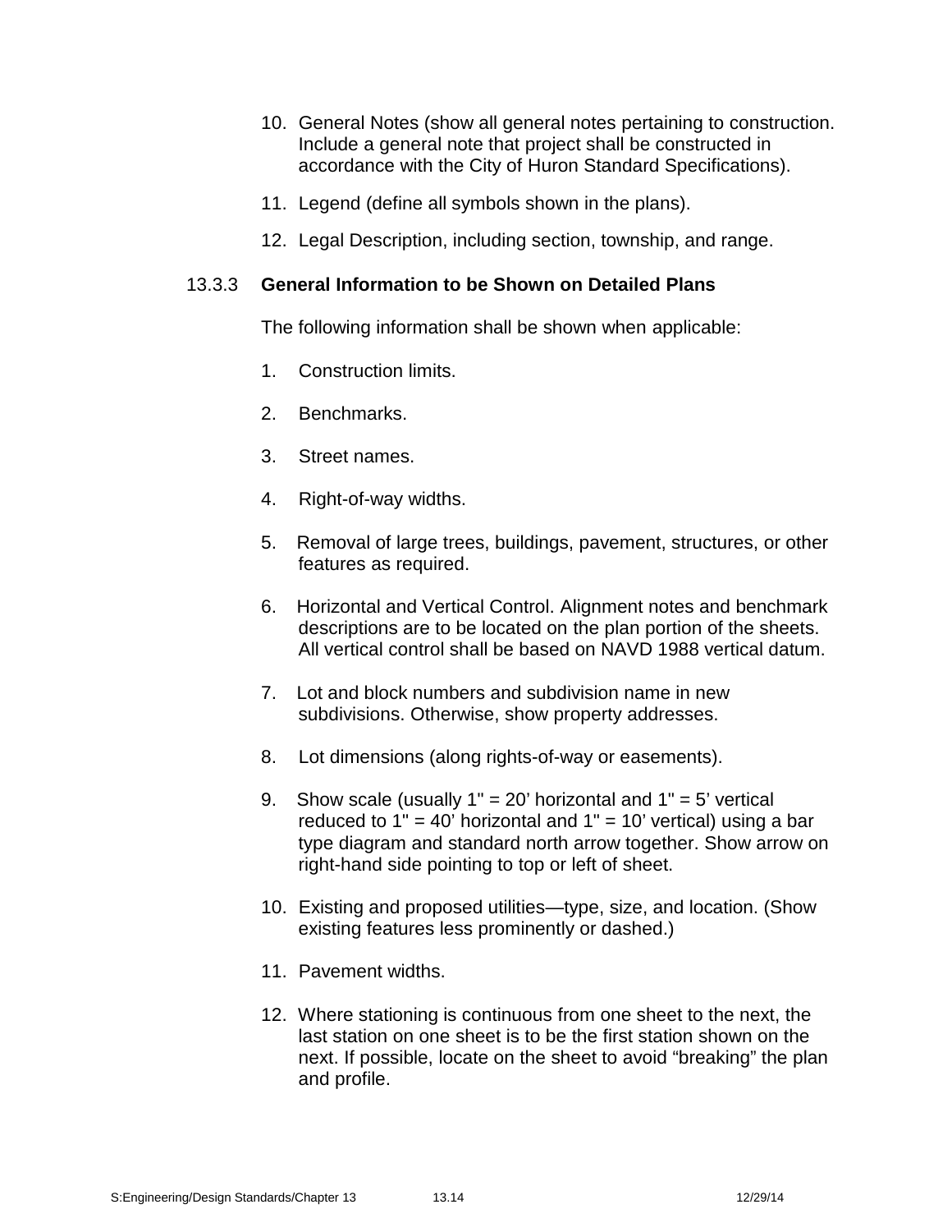10. General Notes (show all general notes pertaining to construction. Include a general note that project shall be constructed in accordance with the City of Huron Standard Specifications).

11. Legend (define all symbols shown in the plans).

12. Legal Description, including section, township, and range.

### 13.3.3 General Information to be Shown on Detailed Plans

The following information shall be shown when applicable:

1. Construction limits.

2. Benchmarks.

3. Street names.

4. Right-of-way widths.

5. Removal of large trees, buildings, pavement, structures, or other features as required.

6. Horizontal and Vertical Control. Alignment notes and benchmark descriptions are to be located on the plan portion of the sheets. All vertical control shall be based on NAVD 1988 vertical datum.

7. Lot and block numbers and subdivision name in new subdivisions. Otherwise, show property addresses.

8. Lot dimensions (along rights-of-way or easements).

9. Show scale (usually 1" = 20' horizontal and 1" = 5' vertical reduced to 1" = 40' horizontal and 1" = 10' vertical) using a bar type diagram and standard north arrow together. Show arrow on right-hand side pointing to top or left of sheet.

10. Existing and proposed utilities—type, size, and location. (Show existing features less prominently or dashed.)

11. Pavement widths.

12. Where stationing is continuous from one sheet to the next, the last station on one sheet is to be the first station shown on the next. If possible, locate on the sheet to avoid "breaking" the plan and profile.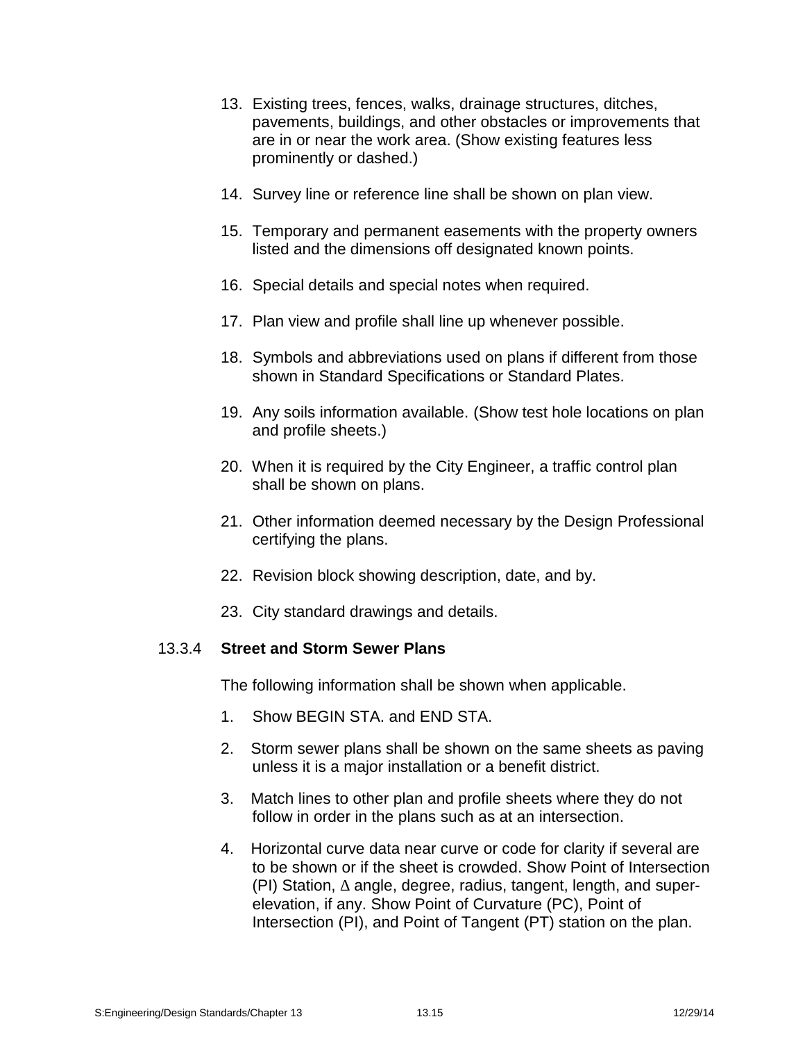13. Existing trees, fences, walks, drainage structures, ditches, pavements, buildings, and other obstacles or improvements that are in or near the work area. (Show existing features less prominently or dashed.)

14. Survey line or reference line shall be shown on plan view.

15. Temporary and permanent easements with the property owners listed and the dimensions off designated known points.

16. Special details and special notes when required.

17. Plan view and profile shall line up whenever possible.

18. Symbols and abbreviations used on plans if different from those shown in Standard Specifications or Standard Plates.

19. Any soils information available. (Show test hole locations on plan and profile sheets.)

20. When it is required by the City Engineer, a traffic control plan shall be shown on plans.

21. Other information deemed necessary by the Design Professional certifying the plans.

22. Revision block showing description, date, and by.

23. City standard drawings and details.

### 13.3.4 **Street and Storm Sewer Plans**

The following information shall be shown when applicable.

1. Show BEGIN STA. and END STA.

2. Storm sewer plans shall be shown on the same sheets as paving unless it is a major installation or a benefit district.

3. Match lines to other plan and profile sheets where they do not follow in order in the plans such as at an intersection.

4. Horizontal curve data near curve or code for clarity if several are to be shown or if the sheet is crowded. Show Point of Intersection (PI) Station, ∆ angle, degree, radius, tangent, length, and super-elevation, if any. Show Point of Curvature (PC), Point of Intersection (PI), and Point of Tangent (PT) station on the plan.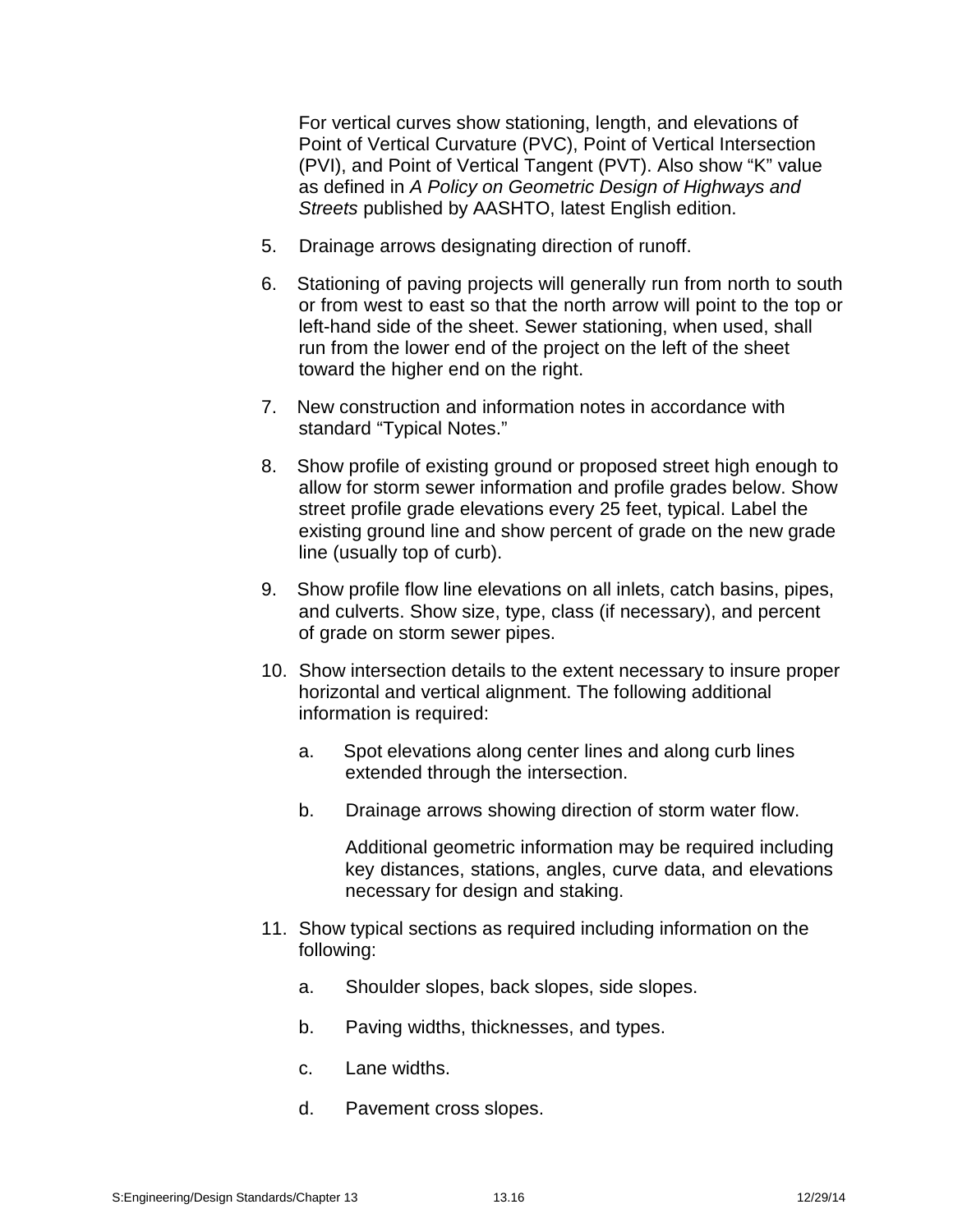For vertical curves show stationing, length, and elevations of Point of Vertical Curvature (PVC), Point of Vertical Intersection (PVI), and Point of Vertical Tangent (PVT). Also show "K" value as defined in *A Policy on Geometric Design of Highways and Streets* published by AASHTO, latest English edition.

5. Drainage arrows designating direction of runoff.

6. Stationing of paving projects will generally run from north to south or from west to east so that the north arrow will point to the top or left-hand side of the sheet. Sewer stationing, when used, shall run from the lower end of the project on the left of the sheet toward the higher end on the right.

7. New construction and information notes in accordance with standard "Typical Notes."

8. Show profile of existing ground or proposed street high enough to allow for storm sewer information and profile grades below. Show street profile grade elevations every 25 feet, typical. Label the existing ground line and show percent of grade on the new grade line (usually top of curb).

9. Show profile flow line elevations on all inlets, catch basins, pipes, and culverts. Show size, type, class (if necessary), and percent of grade on storm sewer pipes.

10. Show intersection details to the extent necessary to insure proper horizontal and vertical alignment. The following additional information is required:

    a. Spot elevations along center lines and along curb lines extended through the intersection.

    b. Drainage arrows showing direction of storm water flow.

       Additional geometric information may be required including key distances, stations, angles, curve data, and elevations necessary for design and staking.

11. Show typical sections as required including information on the following:

    a. Shoulder slopes, back slopes, side slopes.

    b. Paving widths, thicknesses, and types.

    c. Lane widths.

    d. Pavement cross slopes.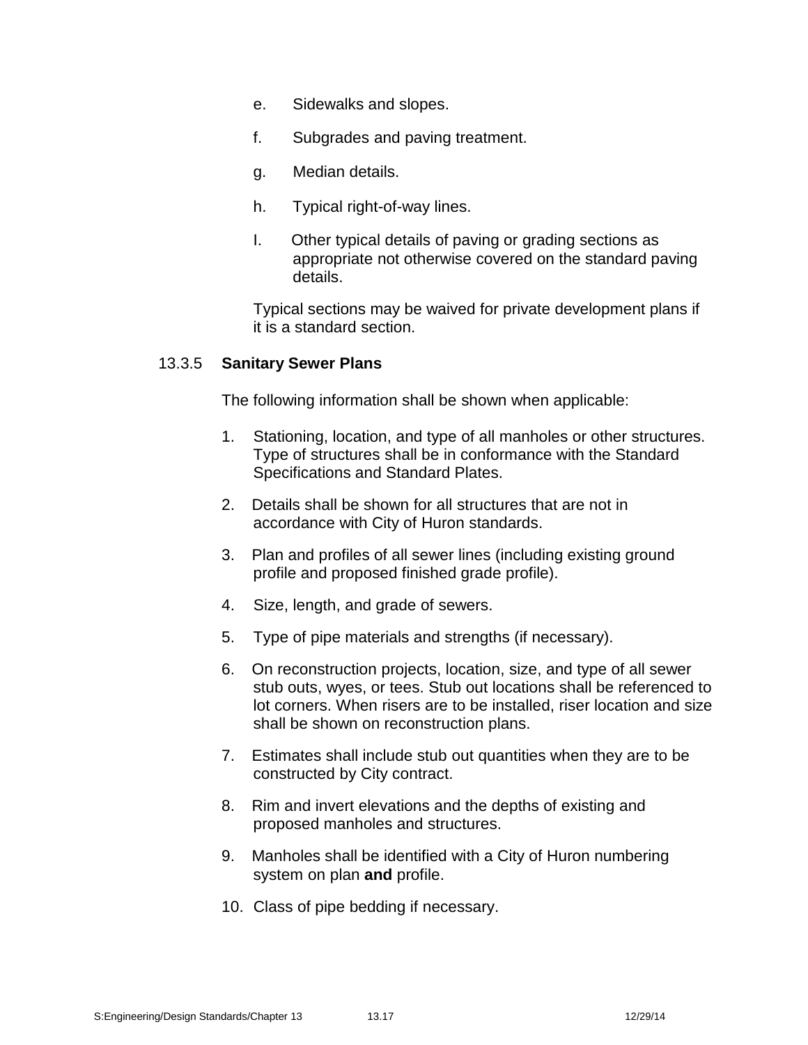e. Sidewalks and slopes.

f. Subgrades and paving treatment.

g. Median details.

h. Typical right-of-way lines.

I. Other typical details of paving or grading sections as appropriate not otherwise covered on the standard paving details.

Typical sections may be waived for private development plans if it is a standard section.

### 13.3.5 **Sanitary Sewer Plans**

The following information shall be shown when applicable:

1. Stationing, location, and type of all manholes or other structures. Type of structures shall be in conformance with the Standard Specifications and Standard Plates.
2. Details shall be shown for all structures that are not in accordance with City of Huron standards.
3. Plan and profiles of all sewer lines (including existing ground profile and proposed finished grade profile).
4. Size, length, and grade of sewers.
5. Type of pipe materials and strengths (if necessary).
6. On reconstruction projects, location, size, and type of all sewer stub outs, wyes, or tees. Stub out locations shall be referenced to lot corners. When risers are to be installed, riser location and size shall be shown on reconstruction plans.
7. Estimates shall include stub out quantities when they are to be constructed by City contract.
8. Rim and invert elevations and the depths of existing and proposed manholes and structures.
9. Manholes shall be identified with a City of Huron numbering system on plan **and** profile.
10. Class of pipe bedding if necessary.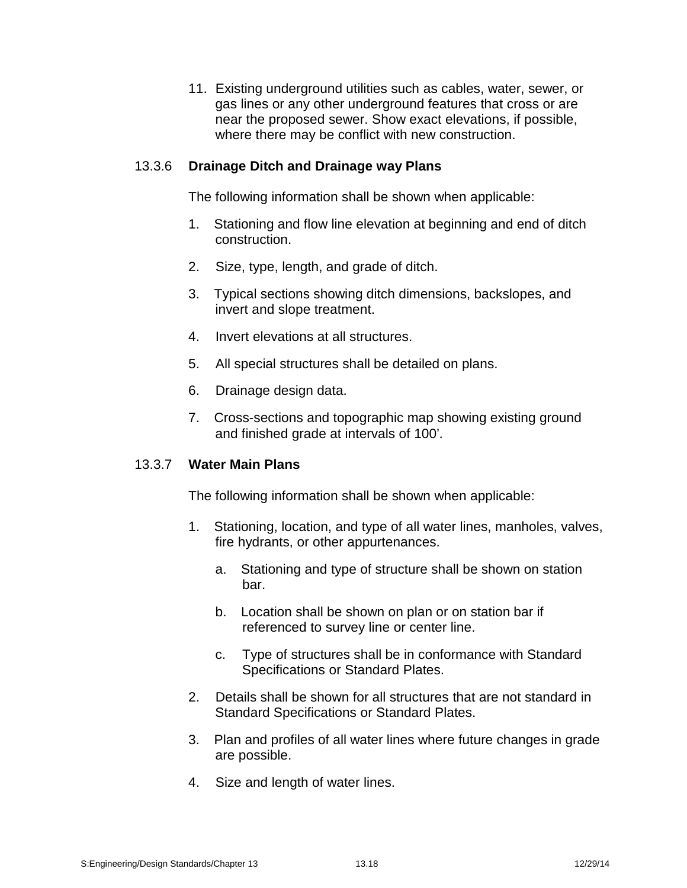11. Existing underground utilities such as cables, water, sewer, or gas lines or any other underground features that cross or are near the proposed sewer. Show exact elevations, if possible, where there may be conflict with new construction.

### 13.3.6 **Drainage Ditch and Drainage way Plans**

The following information shall be shown when applicable:

1. Stationing and flow line elevation at beginning and end of ditch construction.
2. Size, type, length, and grade of ditch.
3. Typical sections showing ditch dimensions, backslopes, and invert and slope treatment.
4. Invert elevations at all structures.
5. All special structures shall be detailed on plans.
6. Drainage design data.
7. Cross-sections and topographic map showing existing ground and finished grade at intervals of 100’.

### 13.3.7 **Water Main Plans**

The following information shall be shown when applicable:

1. Stationing, location, and type of all water lines, manholes, valves, fire hydrants, or other appurtenances.
   a. Stationing and type of structure shall be shown on station bar.
   b. Location shall be shown on plan or on station bar if referenced to survey line or center line.
   c. Type of structures shall be in conformance with Standard Specifications or Standard Plates.
2. Details shall be shown for all structures that are not standard in Standard Specifications or Standard Plates.
3. Plan and profiles of all water lines where future changes in grade are possible.
4. Size and length of water lines.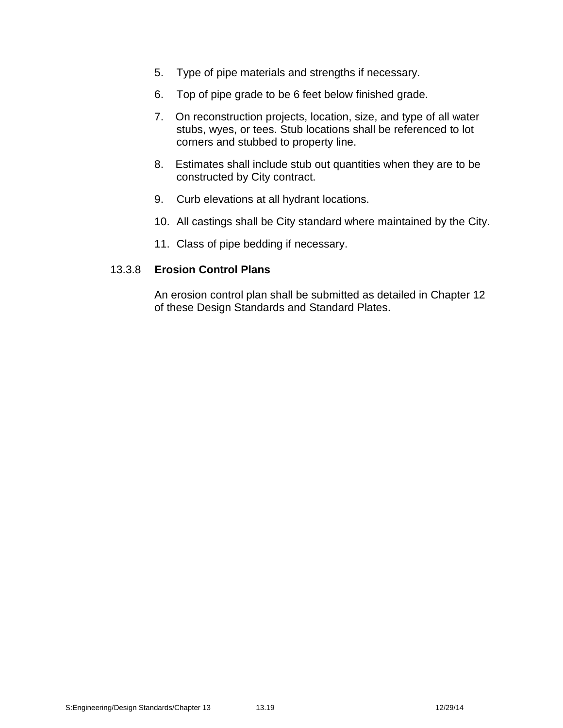5. Type of pipe materials and strengths if necessary.
6. Top of pipe grade to be 6 feet below finished grade.
7. On reconstruction projects, location, size, and type of all water stubs, wyes, or tees. Stub locations shall be referenced to lot corners and stubbed to property line.
8. Estimates shall include stub out quantities when they are to be constructed by City contract.
9. Curb elevations at all hydrant locations.
10. All castings shall be City standard where maintained by the City.
11. Class of pipe bedding if necessary.

### 13.3.8 **Erosion Control Plans**

An erosion control plan shall be submitted as detailed in Chapter 12 of these Design Standards and Standard Plates.